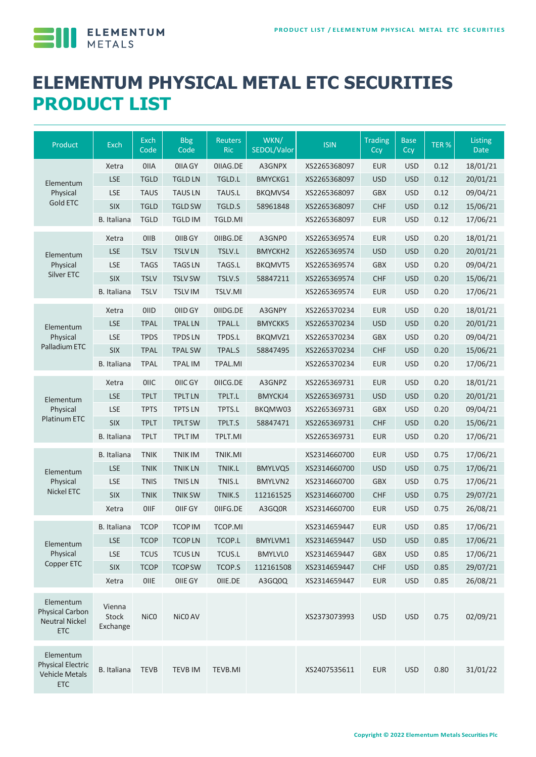# ELEMENTUM PHYSICAL METAL ETC SECURITIES
## PRODUCT LIST

| Product | Exch | Exch Code | Bbg Code | Reuters Ric | WKN/ SEDOL/Valor | ISIN | Trading Ccy | Base Ccy | TER % | Listing Date |
|---|---|---|---|---|---|---|---|---|---|---|
| Elementum Physical Gold ETC | Xetra | 0IIA | 0IIA GY | 0IIAG.DE | A3GNPX | XS2265368097 | EUR | USD | 0.12 | 18/01/21 |
| | LSE | TGLD | TGLD LN | TGLD.L | BMYCKG1 | XS2265368097 | USD | USD | 0.12 | 20/01/21 |
| | LSE | TAUS | TAUS LN | TAUS.L | BKQMVS4 | XS2265368097 | GBX | USD | 0.12 | 09/04/21 |
| | SIX | TGLD | TGLD SW | TGLD.S | 58961848 | XS2265368097 | CHF | USD | 0.12 | 15/06/21 |
| | B. Italiana | TGLD | TGLD IM | TGLD.MI | | XS2265368097 | EUR | USD | 0.12 | 17/06/21 |
| Elementum Physical Silver ETC | Xetra | 0IIB | 0IIB GY | 0IIBG.DE | A3GNP0 | XS2265369574 | EUR | USD | 0.20 | 18/01/21 |
| | LSE | TSLV | TSLV LN | TSLV.L | BMYCKH2 | XS2265369574 | USD | USD | 0.20 | 20/01/21 |
| | LSE | TAGS | TAGS LN | TAGS.L | BKQMVT5 | XS2265369574 | GBX | USD | 0.20 | 09/04/21 |
| | SIX | TSLV | TSLV SW | TSLV.S | 58847211 | XS2265369574 | CHF | USD | 0.20 | 15/06/21 |
| | B. Italiana | TSLV | TSLV IM | TSLV.MI | | XS2265369574 | EUR | USD | 0.20 | 17/06/21 |
| Elementum Physical Palladium ETC | Xetra | 0IID | 0IID GY | 0IIDG.DE | A3GNPY | XS2265370234 | EUR | USD | 0.20 | 18/01/21 |
| | LSE | TPAL | TPAL LN | TPAL.L | BMYCKK5 | XS2265370234 | USD | USD | 0.20 | 20/01/21 |
| | LSE | TPDS | TPDS LN | TPDS.L | BKQMVZ1 | XS2265370234 | GBX | USD | 0.20 | 09/04/21 |
| | SIX | TPAL | TPAL SW | TPAL.S | 58847495 | XS2265370234 | CHF | USD | 0.20 | 15/06/21 |
| | B. Italiana | TPAL | TPAL IM | TPAL.MI | | XS2265370234 | EUR | USD | 0.20 | 17/06/21 |
| Elementum Physical Platinum ETC | Xetra | 0IIC | 0IIC GY | 0IICG.DE | A3GNPZ | XS2265369731 | EUR | USD | 0.20 | 18/01/21 |
| | LSE | TPLT | TPLT LN | TPLT.L | BMYCKJ4 | XS2265369731 | USD | USD | 0.20 | 20/01/21 |
| | LSE | TPTS | TPTS LN | TPTS.L | BKQMW03 | XS2265369731 | GBX | USD | 0.20 | 09/04/21 |
| | SIX | TPLT | TPLT SW | TPLT.S | 58847471 | XS2265369731 | CHF | USD | 0.20 | 15/06/21 |
| | B. Italiana | TPLT | TPLT IM | TPLT.MI | | XS2265369731 | EUR | USD | 0.20 | 17/06/21 |
| Elementum Physical Nickel ETC | B. Italiana | TNIK | TNIK IM | TNIK.MI | | XS2314660700 | EUR | USD | 0.75 | 17/06/21 |
| | LSE | TNIK | TNIK LN | TNIK.L | BMYLVQ5 | XS2314660700 | USD | USD | 0.75 | 17/06/21 |
| | LSE | TNIS | TNIS LN | TNIS.L | BMYLVN2 | XS2314660700 | GBX | USD | 0.75 | 17/06/21 |
| | SIX | TNIK | TNIK SW | TNIK.S | 112161525 | XS2314660700 | CHF | USD | 0.75 | 29/07/21 |
| | Xetra | 0IIF | 0IIF GY | 0IIFG.DE | A3GQ0R | XS2314660700 | EUR | USD | 0.75 | 26/08/21 |
| Elementum Physical Copper ETC | B. Italiana | TCOP | TCOP IM | TCOP.MI | | XS2314659447 | EUR | USD | 0.85 | 17/06/21 |
| | LSE | TCOP | TCOP LN | TCOP.L | BMYLVM1 | XS2314659447 | USD | USD | 0.85 | 17/06/21 |
| | LSE | TCUS | TCUS LN | TCUS.L | BMYLVL0 | XS2314659447 | GBX | USD | 0.85 | 17/06/21 |
| | SIX | TCOP | TCOP SW | TCOP.S | 112161508 | XS2314659447 | CHF | USD | 0.85 | 29/07/21 |
| | Xetra | 0IIE | 0IIE GY | 0IIE.DE | A3GQ0Q | XS2314659447 | EUR | USD | 0.85 | 26/08/21 |
| Elementum Physical Carbon Neutral Nickel ETC | Vienna Stock Exchange | NiC0 | NiC0 AV | | | XS2373073993 | USD | USD | 0.75 | 02/09/21 |
| Elementum Physical Electric Vehicle Metals ETC | B. Italiana | TEVB | TEVB IM | TEVB.MI | | XS2407535611 | EUR | USD | 0.80 | 31/01/22 |

Copyright © 2022 Elementum Metals Securities Plc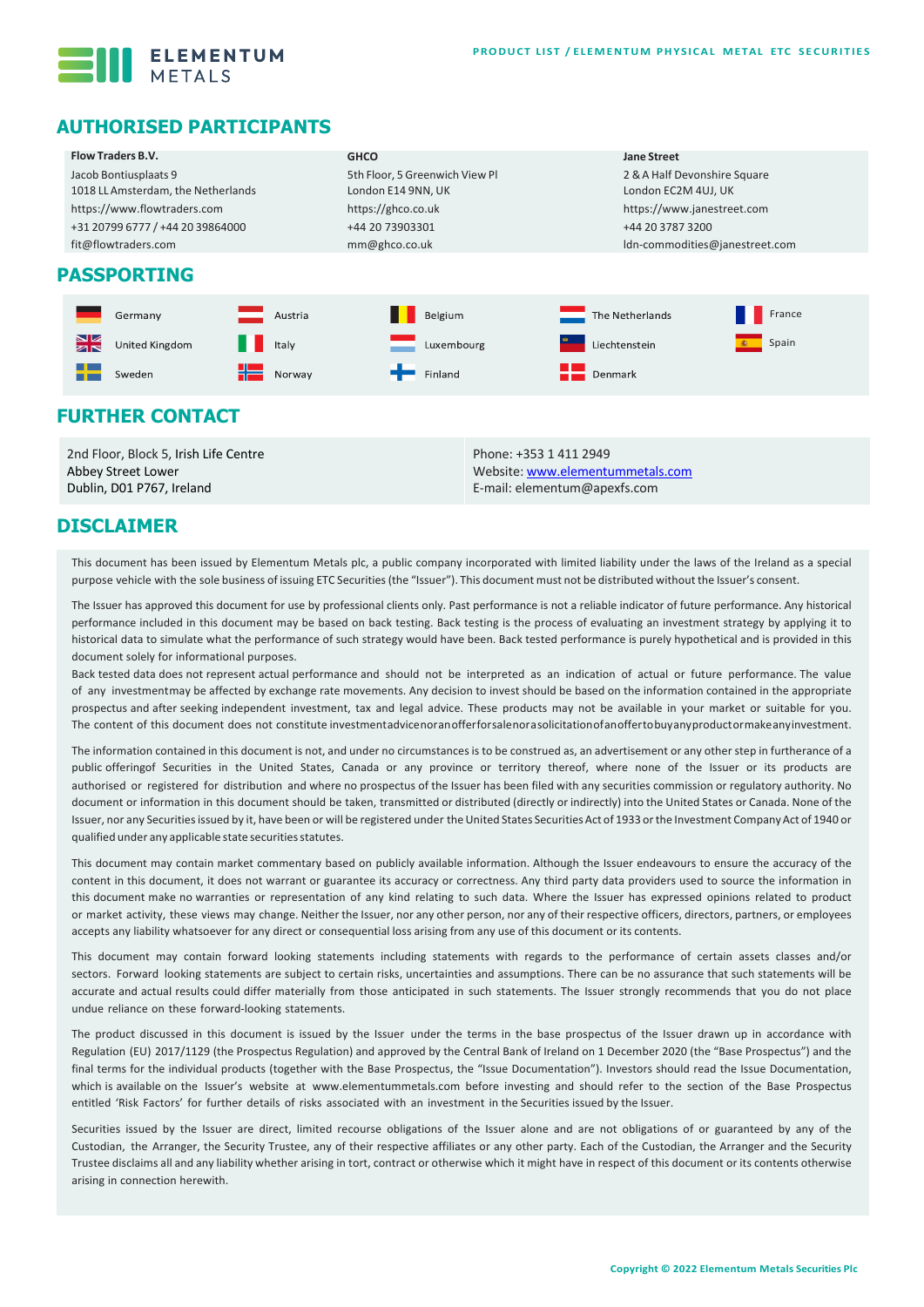## AUTHORISED PARTICIPANTS

| | | |
|---|---|---|
| **Flow Traders B.V.** | **GHCO** | **Jane Street** |
| Jacob Bontiusplaats 9 | 5th Floor, 5 Greenwich View Pl | 2 & A Half Devonshire Square |
| 1018 LL Amsterdam, the Netherlands | London E14 9NN, UK | London EC2M 4UJ, UK |
| https://www.flowtraders.com | https://ghco.co.uk | https://www.janestreet.com |
| +31 20799 6777 / +44 20 39864000 | +44 20 73903301 | +44 20 3787 3200 |
| fit@flowtraders.com | mm@ghco.co.uk | ldn-commodities@janestreet.com |

## PASSPORTING

| | | | | |
|---|---|---|---|---|
| Germany | Austria | Belgium | The Netherlands | France |
| United Kingdom | Italy | Luxembourg | Liechtenstein | Spain |
| Sweden | Norway | Finland | Denmark | |

## FURTHER CONTACT

2nd Floor, Block 5, Irish Life Centre
Abbey Street Lower
Dublin, D01 P767, Ireland

Phone: +353 1 411 2949
Website: www.elementummetals.com
E-mail: elementum@apexfs.com

## DISCLAIMER

This document has been issued by Elementum Metals plc, a public company incorporated with limited liability under the laws of the Ireland as a special purpose vehicle with the sole business of issuing ETC Securities (the "Issuer"). This document must not be distributed without the Issuer's consent.

The Issuer has approved this document for use by professional clients only. Past performance is not a reliable indicator of future performance. Any historical performance included in this document may be based on back testing. Back testing is the process of evaluating an investment strategy by applying it to historical data to simulate what the performance of such strategy would have been. Back tested performance is purely hypothetical and is provided in this document solely for informational purposes.
Back tested data does not represent actual performance and should not be interpreted as an indication of actual or future performance. The value of any investmentmay be affected by exchange rate movements. Any decision to invest should be based on the information contained in the appropriate prospectus and after seeking independent investment, tax and legal advice. These products may not be available in your market or suitable for you. The content of this document does not constitute investmentadvicenoranofferforsalenorasolicitationofanoffertobuyanyproductormakeanyinvestment.

The information contained in this document is not, and under no circumstances is to be construed as, an advertisement or any other step in furtherance of a public offeringof Securities in the United States, Canada or any province or territory thereof, where none of the Issuer or its products are authorised or registered for distribution and where no prospectus of the Issuer has been filed with any securities commission or regulatory authority. No document or information in this document should be taken, transmitted or distributed (directly or indirectly) into the United States or Canada. None of the Issuer, nor any Securities issued by it, have been or will be registered under the United States Securities Act of 1933 or the Investment Company Act of 1940 or qualified under any applicable state securities statutes.

This document may contain market commentary based on publicly available information. Although the Issuer endeavours to ensure the accuracy of the content in this document, it does not warrant or guarantee its accuracy or correctness. Any third party data providers used to source the information in this document make no warranties or representation of any kind relating to such data. Where the Issuer has expressed opinions related to product or market activity, these views may change. Neither the Issuer, nor any other person, nor any of their respective officers, directors, partners, or employees accepts any liability whatsoever for any direct or consequential loss arising from any use of this document or its contents.

This document may contain forward looking statements including statements with regards to the performance of certain assets classes and/or sectors. Forward looking statements are subject to certain risks, uncertainties and assumptions. There can be no assurance that such statements will be accurate and actual results could differ materially from those anticipated in such statements. The Issuer strongly recommends that you do not place undue reliance on these forward-looking statements.

The product discussed in this document is issued by the Issuer under the terms in the base prospectus of the Issuer drawn up in accordance with Regulation (EU) 2017/1129 (the Prospectus Regulation) and approved by the Central Bank of Ireland on 1 December 2020 (the "Base Prospectus") and the final terms for the individual products (together with the Base Prospectus, the "Issue Documentation"). Investors should read the Issue Documentation, which is available on the Issuer's website at www.elementummetals.com before investing and should refer to the section of the Base Prospectus entitled 'Risk Factors' for further details of risks associated with an investment in the Securities issued by the Issuer.

Securities issued by the Issuer are direct, limited recourse obligations of the Issuer alone and are not obligations of or guaranteed by any of the Custodian, the Arranger, the Security Trustee, any of their respective affiliates or any other party. Each of the Custodian, the Arranger and the Security Trustee disclaims all and any liability whether arising in tort, contract or otherwise which it might have in respect of this document or its contents otherwise arising in connection herewith.

Copyright © 2022 Elementum Metals Securities Plc